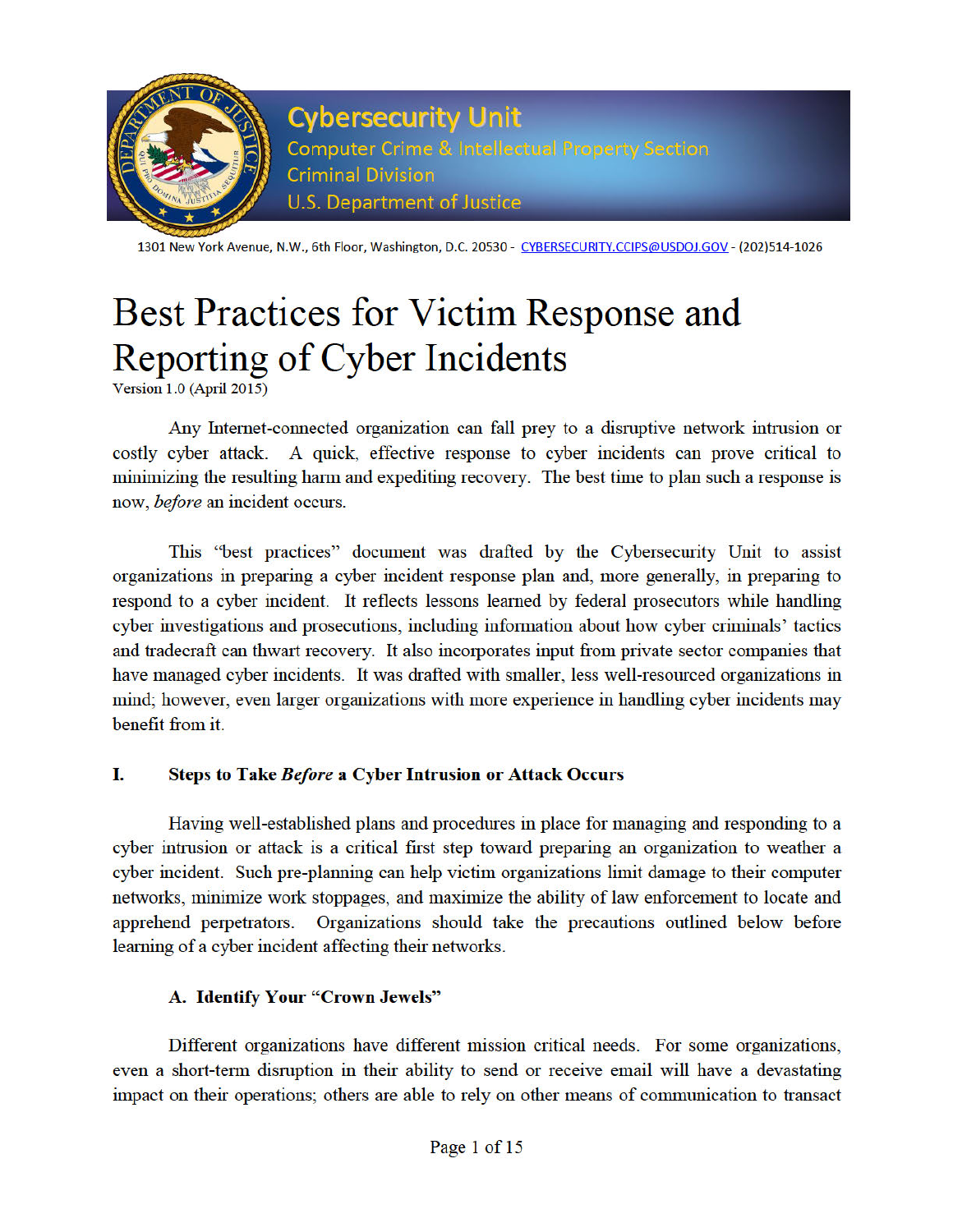Cybersecurity Unit
Computer Crime & Intellectual Property Section
Criminal Division
U.S. Department of Justice

1301 New York Avenue, N.W., 6th Floor, Washington, D.C. 20530 - CYBERSECURITY.CCIPS@USDOJ.GOV - (202)514-1026

# Best Practices for Victim Response and Reporting of Cyber Incidents

Version 1.0 (April 2015)

Any Internet-connected organization can fall prey to a disruptive network intrusion or costly cyber attack. A quick, effective response to cyber incidents can prove critical to minimizing the resulting harm and expediting recovery. The best time to plan such a response is now, *before* an incident occurs.

This "best practices" document was drafted by the Cybersecurity Unit to assist organizations in preparing a cyber incident response plan and, more generally, in preparing to respond to a cyber incident. It reflects lessons learned by federal prosecutors while handling cyber investigations and prosecutions, including information about how cyber criminals' tactics and tradecraft can thwart recovery. It also incorporates input from private sector companies that have managed cyber incidents. It was drafted with smaller, less well-resourced organizations in mind; however, even larger organizations with more experience in handling cyber incidents may benefit from it.

## I. Steps to Take *Before* a Cyber Intrusion or Attack Occurs

Having well-established plans and procedures in place for managing and responding to a cyber intrusion or attack is a critical first step toward preparing an organization to weather a cyber incident. Such pre-planning can help victim organizations limit damage to their computer networks, minimize work stoppages, and maximize the ability of law enforcement to locate and apprehend perpetrators. Organizations should take the precautions outlined below before learning of a cyber incident affecting their networks.

### A. Identify Your "Crown Jewels"

Different organizations have different mission critical needs. For some organizations, even a short-term disruption in their ability to send or receive email will have a devastating impact on their operations; others are able to rely on other means of communication to transact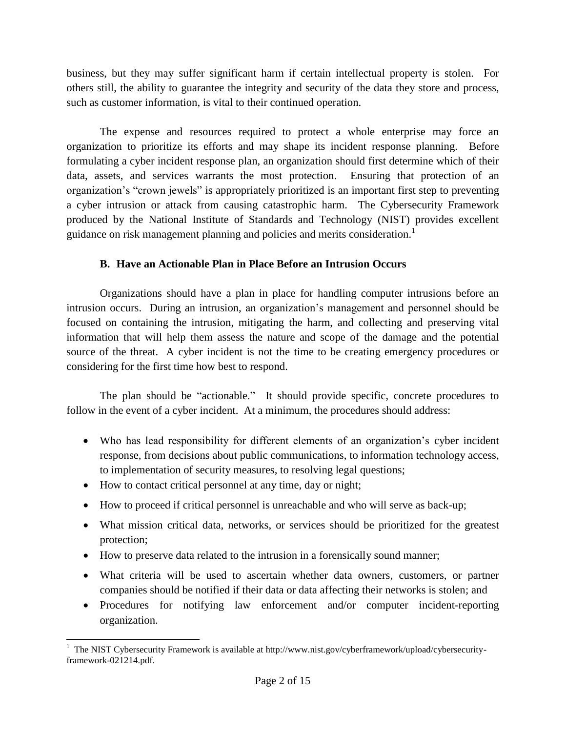business, but they may suffer significant harm if certain intellectual property is stolen. For others still, the ability to guarantee the integrity and security of the data they store and process, such as customer information, is vital to their continued operation.

The expense and resources required to protect a whole enterprise may force an organization to prioritize its efforts and may shape its incident response planning. Before formulating a cyber incident response plan, an organization should first determine which of their data, assets, and services warrants the most protection. Ensuring that protection of an organization's "crown jewels" is appropriately prioritized is an important first step to preventing a cyber intrusion or attack from causing catastrophic harm. The Cybersecurity Framework produced by the National Institute of Standards and Technology (NIST) provides excellent guidance on risk management planning and policies and merits consideration.[1]

### B. Have an Actionable Plan in Place Before an Intrusion Occurs

Organizations should have a plan in place for handling computer intrusions before an intrusion occurs. During an intrusion, an organization's management and personnel should be focused on containing the intrusion, mitigating the harm, and collecting and preserving vital information that will help them assess the nature and scope of the damage and the potential source of the threat. A cyber incident is not the time to be creating emergency procedures or considering for the first time how best to respond.

The plan should be "actionable." It should provide specific, concrete procedures to follow in the event of a cyber incident. At a minimum, the procedures should address:

- Who has lead responsibility for different elements of an organization's cyber incident response, from decisions about public communications, to information technology access, to implementation of security measures, to resolving legal questions;
- How to contact critical personnel at any time, day or night;
- How to proceed if critical personnel is unreachable and who will serve as back-up;
- What mission critical data, networks, or services should be prioritized for the greatest protection;
- How to preserve data related to the intrusion in a forensically sound manner;
- What criteria will be used to ascertain whether data owners, customers, or partner companies should be notified if their data or data affecting their networks is stolen; and
- Procedures for notifying law enforcement and/or computer incident-reporting organization.

[1] The NIST Cybersecurity Framework is available at http://www.nist.gov/cyberframework/upload/cybersecurity-framework-021214.pdf.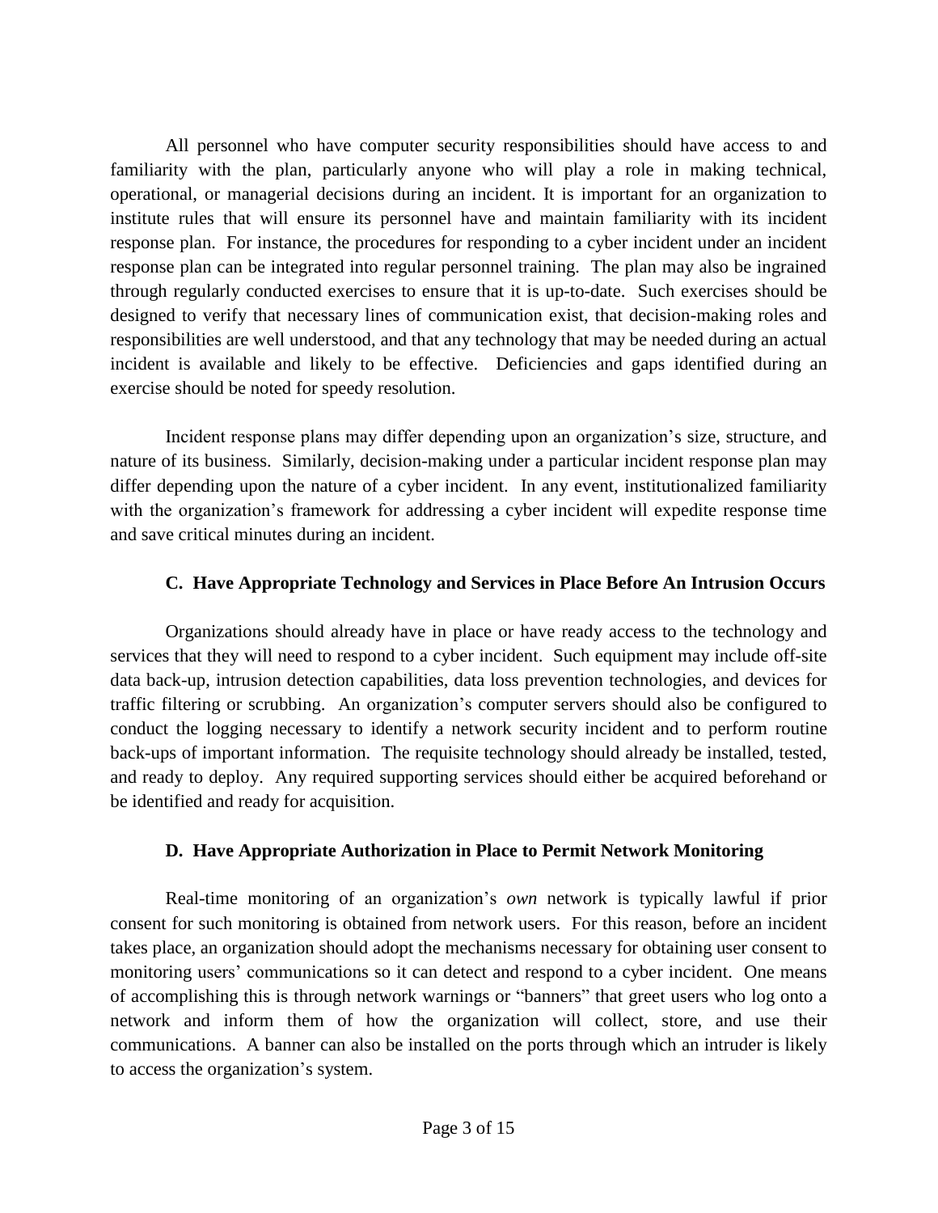All personnel who have computer security responsibilities should have access to and familiarity with the plan, particularly anyone who will play a role in making technical, operational, or managerial decisions during an incident. It is important for an organization to institute rules that will ensure its personnel have and maintain familiarity with its incident response plan. For instance, the procedures for responding to a cyber incident under an incident response plan can be integrated into regular personnel training. The plan may also be ingrained through regularly conducted exercises to ensure that it is up-to-date. Such exercises should be designed to verify that necessary lines of communication exist, that decision-making roles and responsibilities are well understood, and that any technology that may be needed during an actual incident is available and likely to be effective. Deficiencies and gaps identified during an exercise should be noted for speedy resolution.

Incident response plans may differ depending upon an organization's size, structure, and nature of its business. Similarly, decision-making under a particular incident response plan may differ depending upon the nature of a cyber incident. In any event, institutionalized familiarity with the organization's framework for addressing a cyber incident will expedite response time and save critical minutes during an incident.

### C. Have Appropriate Technology and Services in Place Before An Intrusion Occurs

Organizations should already have in place or have ready access to the technology and services that they will need to respond to a cyber incident. Such equipment may include off-site data back-up, intrusion detection capabilities, data loss prevention technologies, and devices for traffic filtering or scrubbing. An organization's computer servers should also be configured to conduct the logging necessary to identify a network security incident and to perform routine back-ups of important information. The requisite technology should already be installed, tested, and ready to deploy. Any required supporting services should either be acquired beforehand or be identified and ready for acquisition.

### D. Have Appropriate Authorization in Place to Permit Network Monitoring

Real-time monitoring of an organization's *own* network is typically lawful if prior consent for such monitoring is obtained from network users. For this reason, before an incident takes place, an organization should adopt the mechanisms necessary for obtaining user consent to monitoring users' communications so it can detect and respond to a cyber incident. One means of accomplishing this is through network warnings or "banners" that greet users who log onto a network and inform them of how the organization will collect, store, and use their communications. A banner can also be installed on the ports through which an intruder is likely to access the organization's system.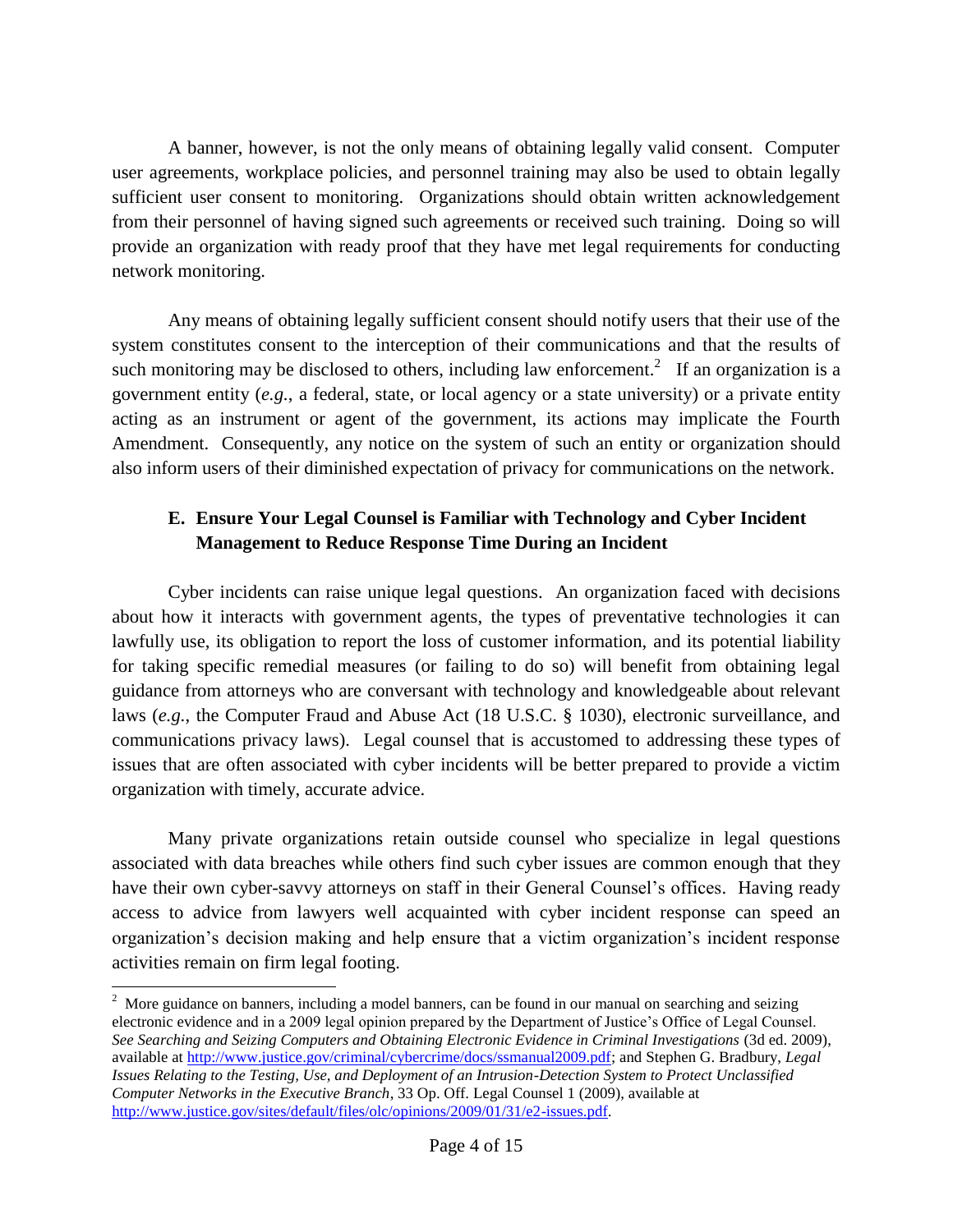A banner, however, is not the only means of obtaining legally valid consent. Computer user agreements, workplace policies, and personnel training may also be used to obtain legally sufficient user consent to monitoring. Organizations should obtain written acknowledgement from their personnel of having signed such agreements or received such training. Doing so will provide an organization with ready proof that they have met legal requirements for conducting network monitoring.

Any means of obtaining legally sufficient consent should notify users that their use of the system constitutes consent to the interception of their communications and that the results of such monitoring may be disclosed to others, including law enforcement.[2] If an organization is a government entity (*e.g.*, a federal, state, or local agency or a state university) or a private entity acting as an instrument or agent of the government, its actions may implicate the Fourth Amendment. Consequently, any notice on the system of such an entity or organization should also inform users of their diminished expectation of privacy for communications on the network.

### E. Ensure Your Legal Counsel is Familiar with Technology and Cyber Incident Management to Reduce Response Time During an Incident

Cyber incidents can raise unique legal questions. An organization faced with decisions about how it interacts with government agents, the types of preventative technologies it can lawfully use, its obligation to report the loss of customer information, and its potential liability for taking specific remedial measures (or failing to do so) will benefit from obtaining legal guidance from attorneys who are conversant with technology and knowledgeable about relevant laws (*e.g.*, the Computer Fraud and Abuse Act (18 U.S.C. § 1030), electronic surveillance, and communications privacy laws). Legal counsel that is accustomed to addressing these types of issues that are often associated with cyber incidents will be better prepared to provide a victim organization with timely, accurate advice.

Many private organizations retain outside counsel who specialize in legal questions associated with data breaches while others find such cyber issues are common enough that they have their own cyber-savvy attorneys on staff in their General Counsel's offices. Having ready access to advice from lawyers well acquainted with cyber incident response can speed an organization's decision making and help ensure that a victim organization's incident response activities remain on firm legal footing.

---

[2] More guidance on banners, including a model banners, can be found in our manual on searching and seizing electronic evidence and in a 2009 legal opinion prepared by the Department of Justice's Office of Legal Counsel. *See Searching and Seizing Computers and Obtaining Electronic Evidence in Criminal Investigations* (3d ed. 2009), available at http://www.justice.gov/criminal/cybercrime/docs/ssmanual2009.pdf; and Stephen G. Bradbury, *Legal Issues Relating to the Testing, Use, and Deployment of an Intrusion-Detection System to Protect Unclassified Computer Networks in the Executive Branch*, 33 Op. Off. Legal Counsel 1 (2009), available at http://www.justice.gov/sites/default/files/olc/opinions/2009/01/31/e2-issues.pdf.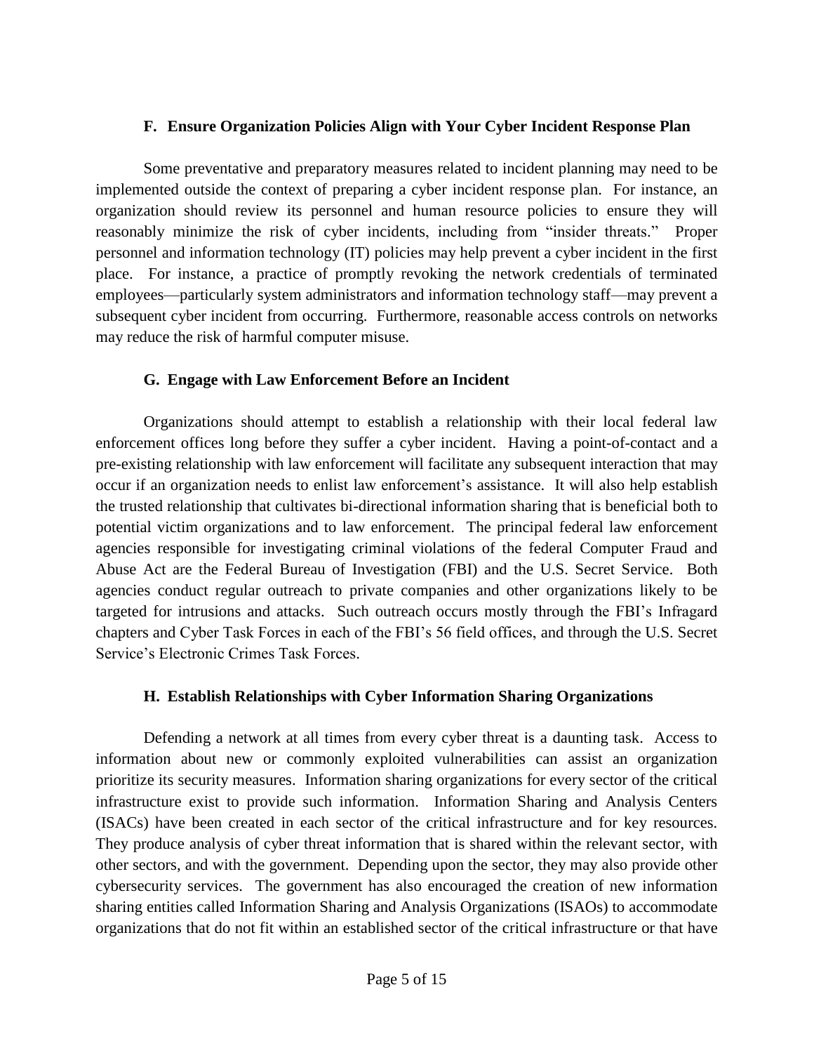### F. Ensure Organization Policies Align with Your Cyber Incident Response Plan

Some preventative and preparatory measures related to incident planning may need to be implemented outside the context of preparing a cyber incident response plan. For instance, an organization should review its personnel and human resource policies to ensure they will reasonably minimize the risk of cyber incidents, including from "insider threats." Proper personnel and information technology (IT) policies may help prevent a cyber incident in the first place. For instance, a practice of promptly revoking the network credentials of terminated employees—particularly system administrators and information technology staff—may prevent a subsequent cyber incident from occurring. Furthermore, reasonable access controls on networks may reduce the risk of harmful computer misuse.

### G. Engage with Law Enforcement Before an Incident

Organizations should attempt to establish a relationship with their local federal law enforcement offices long before they suffer a cyber incident. Having a point-of-contact and a pre-existing relationship with law enforcement will facilitate any subsequent interaction that may occur if an organization needs to enlist law enforcement's assistance. It will also help establish the trusted relationship that cultivates bi-directional information sharing that is beneficial both to potential victim organizations and to law enforcement. The principal federal law enforcement agencies responsible for investigating criminal violations of the federal Computer Fraud and Abuse Act are the Federal Bureau of Investigation (FBI) and the U.S. Secret Service. Both agencies conduct regular outreach to private companies and other organizations likely to be targeted for intrusions and attacks. Such outreach occurs mostly through the FBI's Infragard chapters and Cyber Task Forces in each of the FBI's 56 field offices, and through the U.S. Secret Service's Electronic Crimes Task Forces.

### H. Establish Relationships with Cyber Information Sharing Organizations

Defending a network at all times from every cyber threat is a daunting task. Access to information about new or commonly exploited vulnerabilities can assist an organization prioritize its security measures. Information sharing organizations for every sector of the critical infrastructure exist to provide such information. Information Sharing and Analysis Centers (ISACs) have been created in each sector of the critical infrastructure and for key resources. They produce analysis of cyber threat information that is shared within the relevant sector, with other sectors, and with the government. Depending upon the sector, they may also provide other cybersecurity services. The government has also encouraged the creation of new information sharing entities called Information Sharing and Analysis Organizations (ISAOs) to accommodate organizations that do not fit within an established sector of the critical infrastructure or that have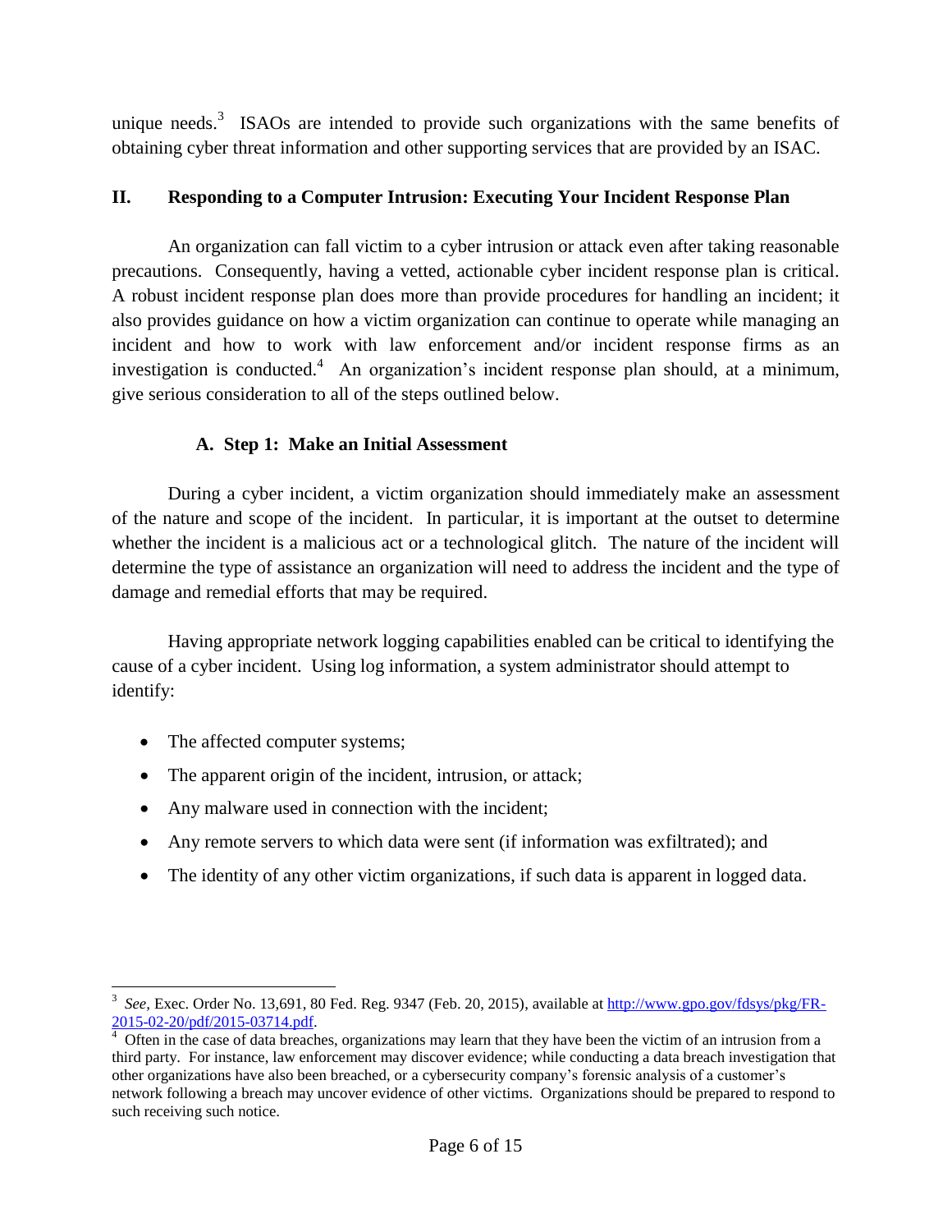unique needs.[3] ISAOs are intended to provide such organizations with the same benefits of obtaining cyber threat information and other supporting services that are provided by an ISAC.

## II. Responding to a Computer Intrusion: Executing Your Incident Response Plan

An organization can fall victim to a cyber intrusion or attack even after taking reasonable precautions. Consequently, having a vetted, actionable cyber incident response plan is critical. A robust incident response plan does more than provide procedures for handling an incident; it also provides guidance on how a victim organization can continue to operate while managing an incident and how to work with law enforcement and/or incident response firms as an investigation is conducted.[4] An organization's incident response plan should, at a minimum, give serious consideration to all of the steps outlined below.

### A. Step 1: Make an Initial Assessment

During a cyber incident, a victim organization should immediately make an assessment of the nature and scope of the incident. In particular, it is important at the outset to determine whether the incident is a malicious act or a technological glitch. The nature of the incident will determine the type of assistance an organization will need to address the incident and the type of damage and remedial efforts that may be required.

Having appropriate network logging capabilities enabled can be critical to identifying the cause of a cyber incident. Using log information, a system administrator should attempt to identify:

- The affected computer systems;
- The apparent origin of the incident, intrusion, or attack;
- Any malware used in connection with the incident;
- Any remote servers to which data were sent (if information was exfiltrated); and
- The identity of any other victim organizations, if such data is apparent in logged data.

---

[3] *See*, Exec. Order No. 13,691, 80 Fed. Reg. 9347 (Feb. 20, 2015), available at [http://www.gpo.gov/fdsys/pkg/FR-2015-02-20/pdf/2015-03714.pdf](http://www.gpo.gov/fdsys/pkg/FR-2015-02-20/pdf/2015-03714.pdf).

[4] Often in the case of data breaches, organizations may learn that they have been the victim of an intrusion from a third party. For instance, law enforcement may discover evidence; while conducting a data breach investigation that other organizations have also been breached, or a cybersecurity company's forensic analysis of a customer's network following a breach may uncover evidence of other victims. Organizations should be prepared to respond to such receiving such notice.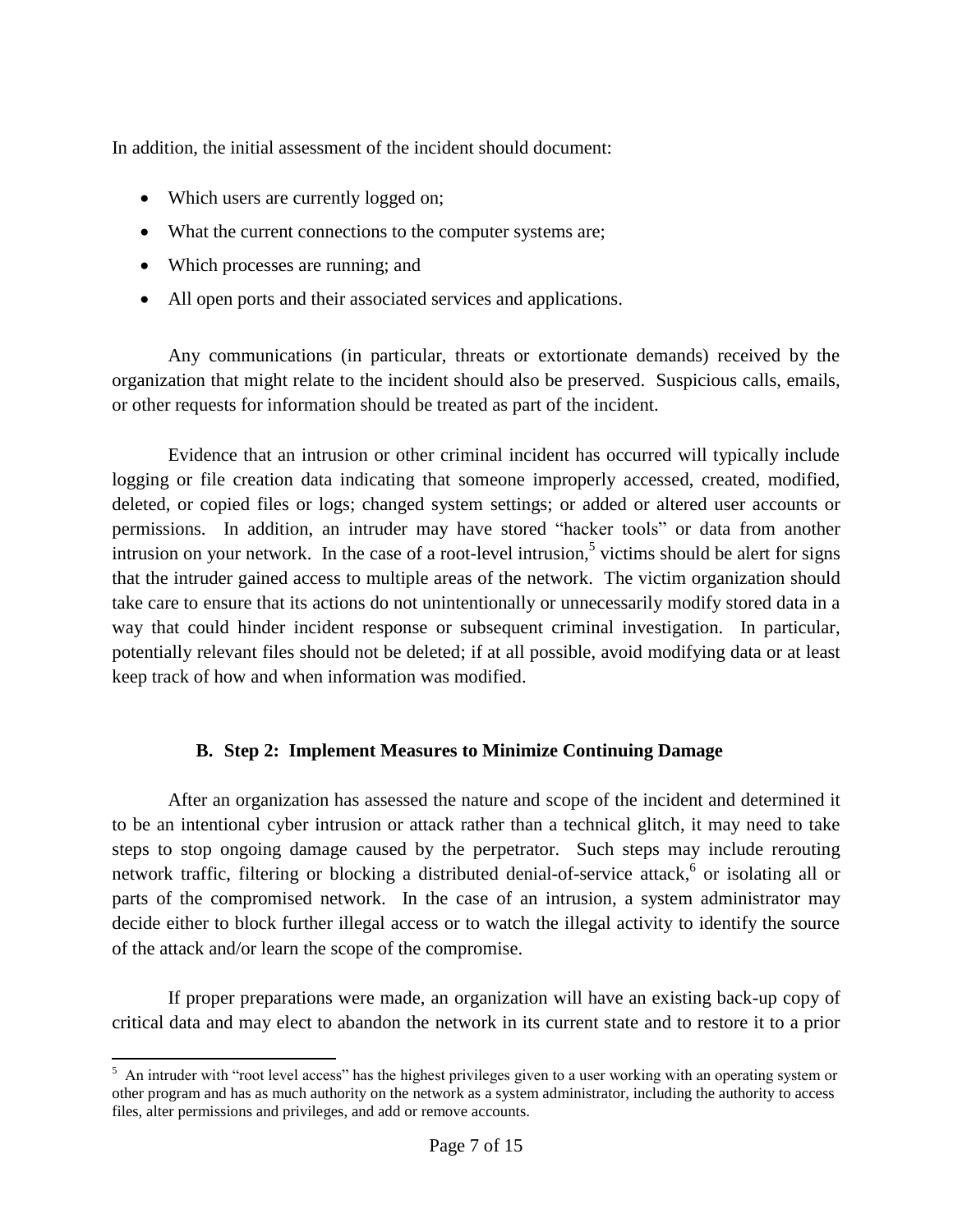In addition, the initial assessment of the incident should document:

- Which users are currently logged on;
- What the current connections to the computer systems are;
- Which processes are running; and
- All open ports and their associated services and applications.

Any communications (in particular, threats or extortionate demands) received by the organization that might relate to the incident should also be preserved. Suspicious calls, emails, or other requests for information should be treated as part of the incident.

Evidence that an intrusion or other criminal incident has occurred will typically include logging or file creation data indicating that someone improperly accessed, created, modified, deleted, or copied files or logs; changed system settings; or added or altered user accounts or permissions. In addition, an intruder may have stored "hacker tools" or data from another intrusion on your network. In the case of a root-level intrusion,[5] victims should be alert for signs that the intruder gained access to multiple areas of the network. The victim organization should take care to ensure that its actions do not unintentionally or unnecessarily modify stored data in a way that could hinder incident response or subsequent criminal investigation. In particular, potentially relevant files should not be deleted; if at all possible, avoid modifying data or at least keep track of how and when information was modified.

### B. Step 2: Implement Measures to Minimize Continuing Damage

After an organization has assessed the nature and scope of the incident and determined it to be an intentional cyber intrusion or attack rather than a technical glitch, it may need to take steps to stop ongoing damage caused by the perpetrator. Such steps may include rerouting network traffic, filtering or blocking a distributed denial-of-service attack,[6] or isolating all or parts of the compromised network. In the case of an intrusion, a system administrator may decide either to block further illegal access or to watch the illegal activity to identify the source of the attack and/or learn the scope of the compromise.

If proper preparations were made, an organization will have an existing back-up copy of critical data and may elect to abandon the network in its current state and to restore it to a prior

[5] An intruder with "root level access" has the highest privileges given to a user working with an operating system or other program and has as much authority on the network as a system administrator, including the authority to access files, alter permissions and privileges, and add or remove accounts.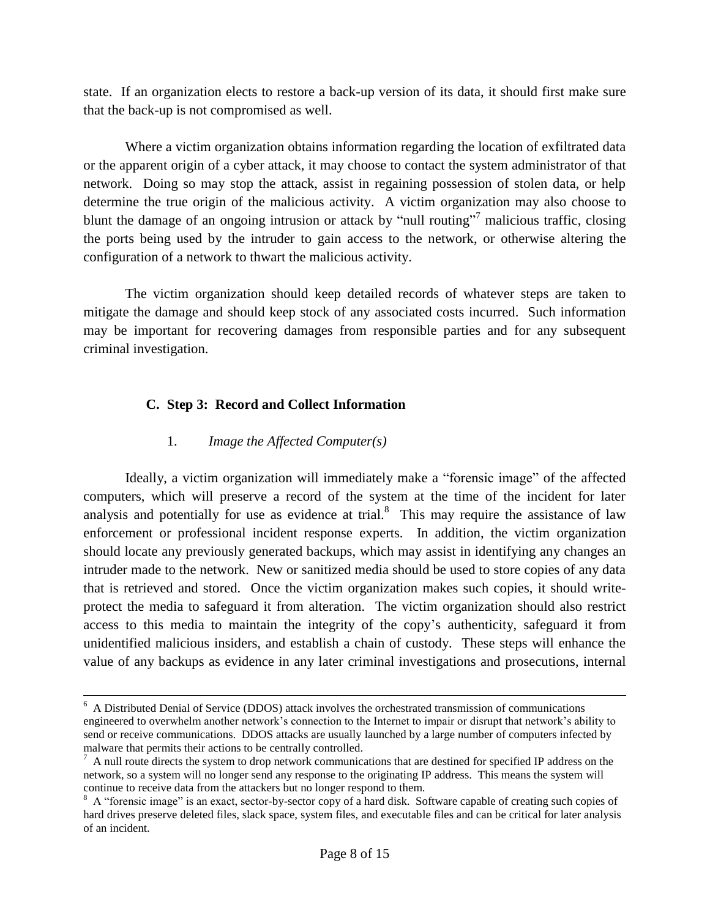state. If an organization elects to restore a back-up version of its data, it should first make sure that the back-up is not compromised as well.

Where a victim organization obtains information regarding the location of exfiltrated data or the apparent origin of a cyber attack, it may choose to contact the system administrator of that network. Doing so may stop the attack, assist in regaining possession of stolen data, or help determine the true origin of the malicious activity. A victim organization may also choose to blunt the damage of an ongoing intrusion or attack by "null routing"[7] malicious traffic, closing the ports being used by the intruder to gain access to the network, or otherwise altering the configuration of a network to thwart the malicious activity.

The victim organization should keep detailed records of whatever steps are taken to mitigate the damage and should keep stock of any associated costs incurred. Such information may be important for recovering damages from responsible parties and for any subsequent criminal investigation.

### C. Step 3: Record and Collect Information

#### 1. *Image the Affected Computer(s)*

Ideally, a victim organization will immediately make a "forensic image" of the affected computers, which will preserve a record of the system at the time of the incident for later analysis and potentially for use as evidence at trial.[8] This may require the assistance of law enforcement or professional incident response experts. In addition, the victim organization should locate any previously generated backups, which may assist in identifying any changes an intruder made to the network. New or sanitized media should be used to store copies of any data that is retrieved and stored. Once the victim organization makes such copies, it should write-protect the media to safeguard it from alteration. The victim organization should also restrict access to this media to maintain the integrity of the copy's authenticity, safeguard it from unidentified malicious insiders, and establish a chain of custody. These steps will enhance the value of any backups as evidence in any later criminal investigations and prosecutions, internal

---

[6] A Distributed Denial of Service (DDOS) attack involves the orchestrated transmission of communications engineered to overwhelm another network's connection to the Internet to impair or disrupt that network's ability to send or receive communications. DDOS attacks are usually launched by a large number of computers infected by malware that permits their actions to be centrally controlled.

[7] A null route directs the system to drop network communications that are destined for specified IP address on the network, so a system will no longer send any response to the originating IP address. This means the system will continue to receive data from the attackers but no longer respond to them.

[8] A "forensic image" is an exact, sector-by-sector copy of a hard disk. Software capable of creating such copies of hard drives preserve deleted files, slack space, system files, and executable files and can be critical for later analysis of an incident.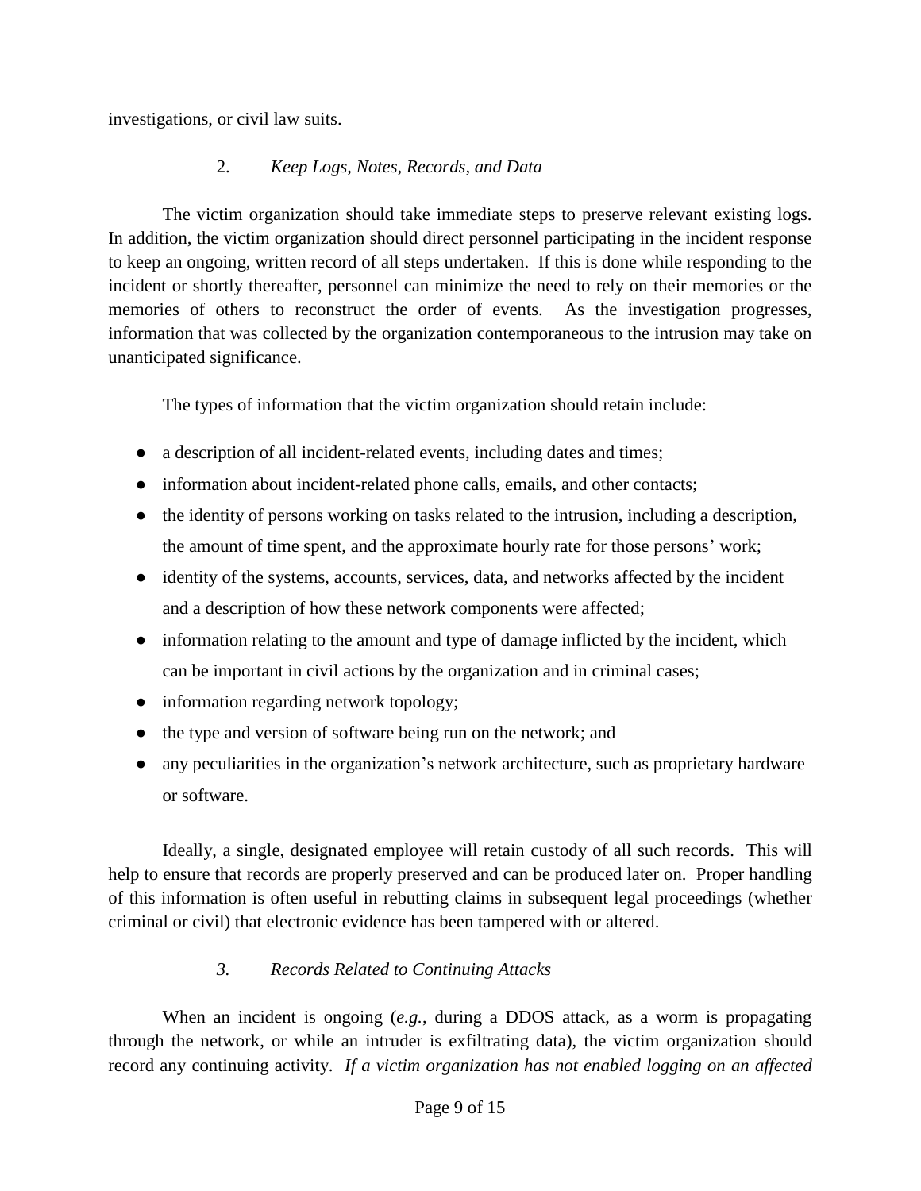investigations, or civil law suits.

### 2. *Keep Logs, Notes, Records, and Data*

The victim organization should take immediate steps to preserve relevant existing logs. In addition, the victim organization should direct personnel participating in the incident response to keep an ongoing, written record of all steps undertaken. If this is done while responding to the incident or shortly thereafter, personnel can minimize the need to rely on their memories or the memories of others to reconstruct the order of events. As the investigation progresses, information that was collected by the organization contemporaneous to the intrusion may take on unanticipated significance.

The types of information that the victim organization should retain include:

- a description of all incident-related events, including dates and times;
- information about incident-related phone calls, emails, and other contacts;
- the identity of persons working on tasks related to the intrusion, including a description, the amount of time spent, and the approximate hourly rate for those persons' work;
- identity of the systems, accounts, services, data, and networks affected by the incident and a description of how these network components were affected;
- information relating to the amount and type of damage inflicted by the incident, which can be important in civil actions by the organization and in criminal cases;
- information regarding network topology;
- the type and version of software being run on the network; and
- any peculiarities in the organization's network architecture, such as proprietary hardware or software.

Ideally, a single, designated employee will retain custody of all such records. This will help to ensure that records are properly preserved and can be produced later on. Proper handling of this information is often useful in rebutting claims in subsequent legal proceedings (whether criminal or civil) that electronic evidence has been tampered with or altered.

### *3. Records Related to Continuing Attacks*

When an incident is ongoing (*e.g.*, during a DDOS attack, as a worm is propagating through the network, or while an intruder is exfiltrating data), the victim organization should record any continuing activity. *If a victim organization has not enabled logging on an affected*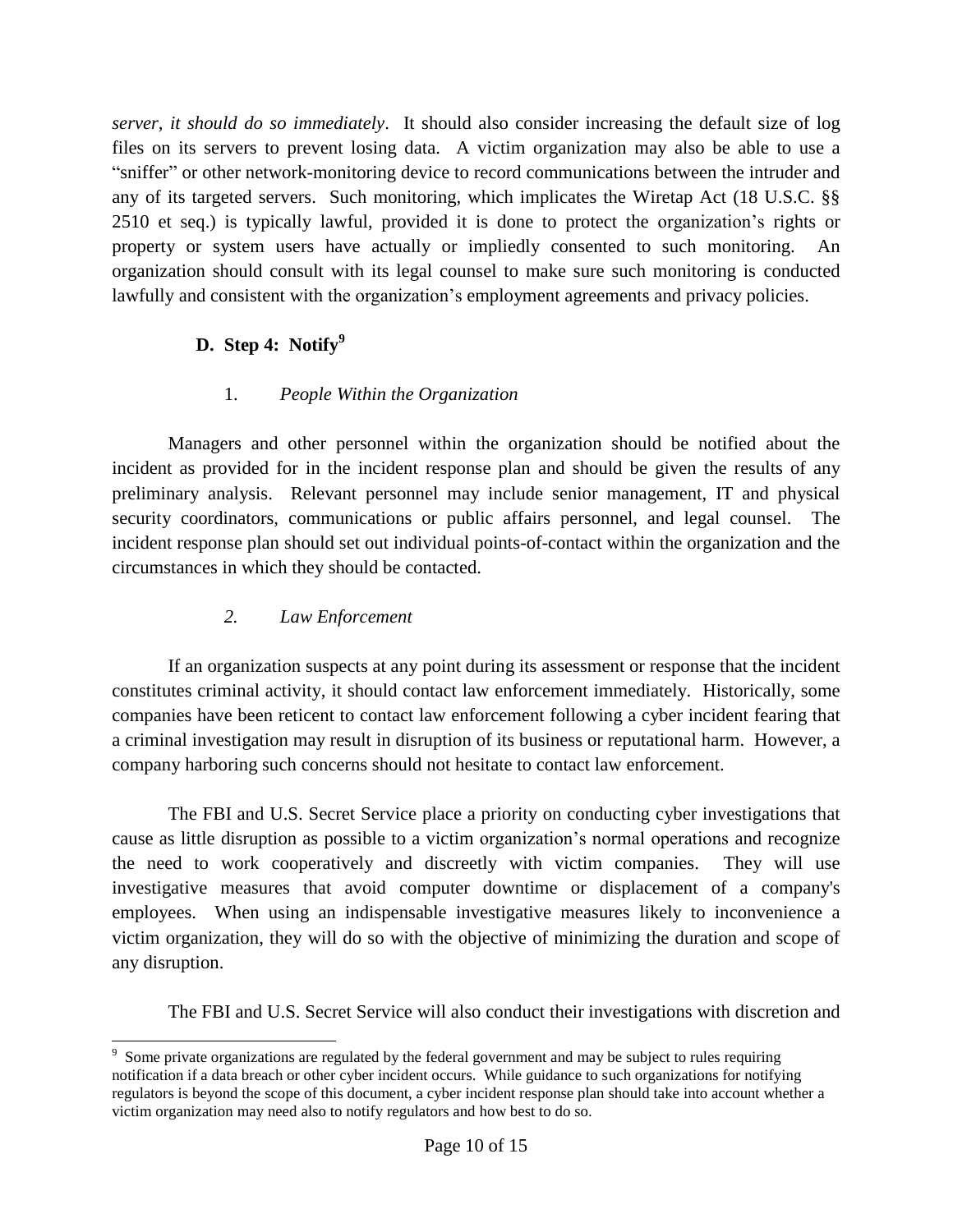*server, it should do so immediately*. It should also consider increasing the default size of log files on its servers to prevent losing data. A victim organization may also be able to use a "sniffer" or other network-monitoring device to record communications between the intruder and any of its targeted servers. Such monitoring, which implicates the Wiretap Act (18 U.S.C. §§ 2510 et seq.) is typically lawful, provided it is done to protect the organization's rights or property or system users have actually or impliedly consented to such monitoring. An organization should consult with its legal counsel to make sure such monitoring is conducted lawfully and consistent with the organization's employment agreements and privacy policies.

### D. Step 4: Notify[9]

#### 1. *People Within the Organization*

Managers and other personnel within the organization should be notified about the incident as provided for in the incident response plan and should be given the results of any preliminary analysis. Relevant personnel may include senior management, IT and physical security coordinators, communications or public affairs personnel, and legal counsel. The incident response plan should set out individual points-of-contact within the organization and the circumstances in which they should be contacted.

#### *2. Law Enforcement*

If an organization suspects at any point during its assessment or response that the incident constitutes criminal activity, it should contact law enforcement immediately. Historically, some companies have been reticent to contact law enforcement following a cyber incident fearing that a criminal investigation may result in disruption of its business or reputational harm. However, a company harboring such concerns should not hesitate to contact law enforcement.

The FBI and U.S. Secret Service place a priority on conducting cyber investigations that cause as little disruption as possible to a victim organization's normal operations and recognize the need to work cooperatively and discreetly with victim companies. They will use investigative measures that avoid computer downtime or displacement of a company's employees. When using an indispensable investigative measures likely to inconvenience a victim organization, they will do so with the objective of minimizing the duration and scope of any disruption.

The FBI and U.S. Secret Service will also conduct their investigations with discretion and

---

[9] Some private organizations are regulated by the federal government and may be subject to rules requiring notification if a data breach or other cyber incident occurs. While guidance to such organizations for notifying regulators is beyond the scope of this document, a cyber incident response plan should take into account whether a victim organization may need also to notify regulators and how best to do so.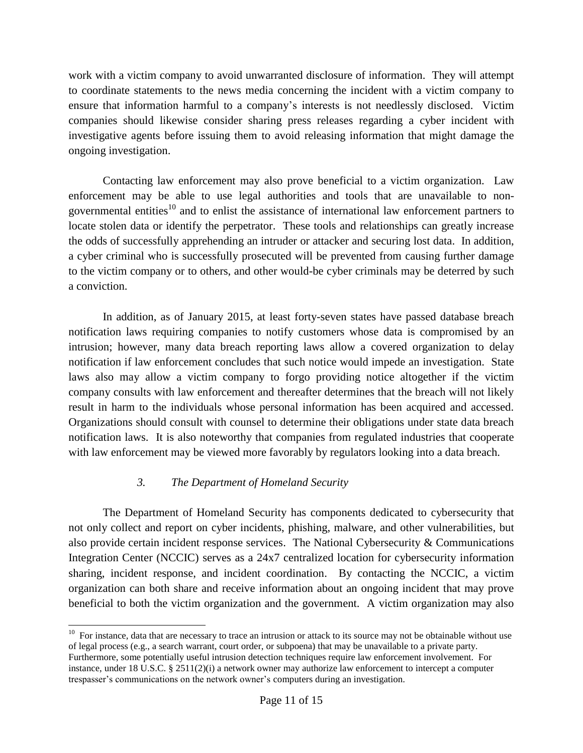work with a victim company to avoid unwarranted disclosure of information. They will attempt to coordinate statements to the news media concerning the incident with a victim company to ensure that information harmful to a company's interests is not needlessly disclosed. Victim companies should likewise consider sharing press releases regarding a cyber incident with investigative agents before issuing them to avoid releasing information that might damage the ongoing investigation.

Contacting law enforcement may also prove beneficial to a victim organization. Law enforcement may be able to use legal authorities and tools that are unavailable to non-governmental entities[10] and to enlist the assistance of international law enforcement partners to locate stolen data or identify the perpetrator. These tools and relationships can greatly increase the odds of successfully apprehending an intruder or attacker and securing lost data. In addition, a cyber criminal who is successfully prosecuted will be prevented from causing further damage to the victim company or to others, and other would-be cyber criminals may be deterred by such a conviction.

In addition, as of January 2015, at least forty-seven states have passed database breach notification laws requiring companies to notify customers whose data is compromised by an intrusion; however, many data breach reporting laws allow a covered organization to delay notification if law enforcement concludes that such notice would impede an investigation. State laws also may allow a victim company to forgo providing notice altogether if the victim company consults with law enforcement and thereafter determines that the breach will not likely result in harm to the individuals whose personal information has been acquired and accessed. Organizations should consult with counsel to determine their obligations under state data breach notification laws. It is also noteworthy that companies from regulated industries that cooperate with law enforcement may be viewed more favorably by regulators looking into a data breach.

### *3. The Department of Homeland Security*

The Department of Homeland Security has components dedicated to cybersecurity that not only collect and report on cyber incidents, phishing, malware, and other vulnerabilities, but also provide certain incident response services. The National Cybersecurity & Communications Integration Center (NCCIC) serves as a 24x7 centralized location for cybersecurity information sharing, incident response, and incident coordination. By contacting the NCCIC, a victim organization can both share and receive information about an ongoing incident that may prove beneficial to both the victim organization and the government. A victim organization may also

---

[10] For instance, data that are necessary to trace an intrusion or attack to its source may not be obtainable without use of legal process (e.g., a search warrant, court order, or subpoena) that may be unavailable to a private party. Furthermore, some potentially useful intrusion detection techniques require law enforcement involvement. For instance, under 18 U.S.C. § 2511(2)(i) a network owner may authorize law enforcement to intercept a computer trespasser's communications on the network owner's computers during an investigation.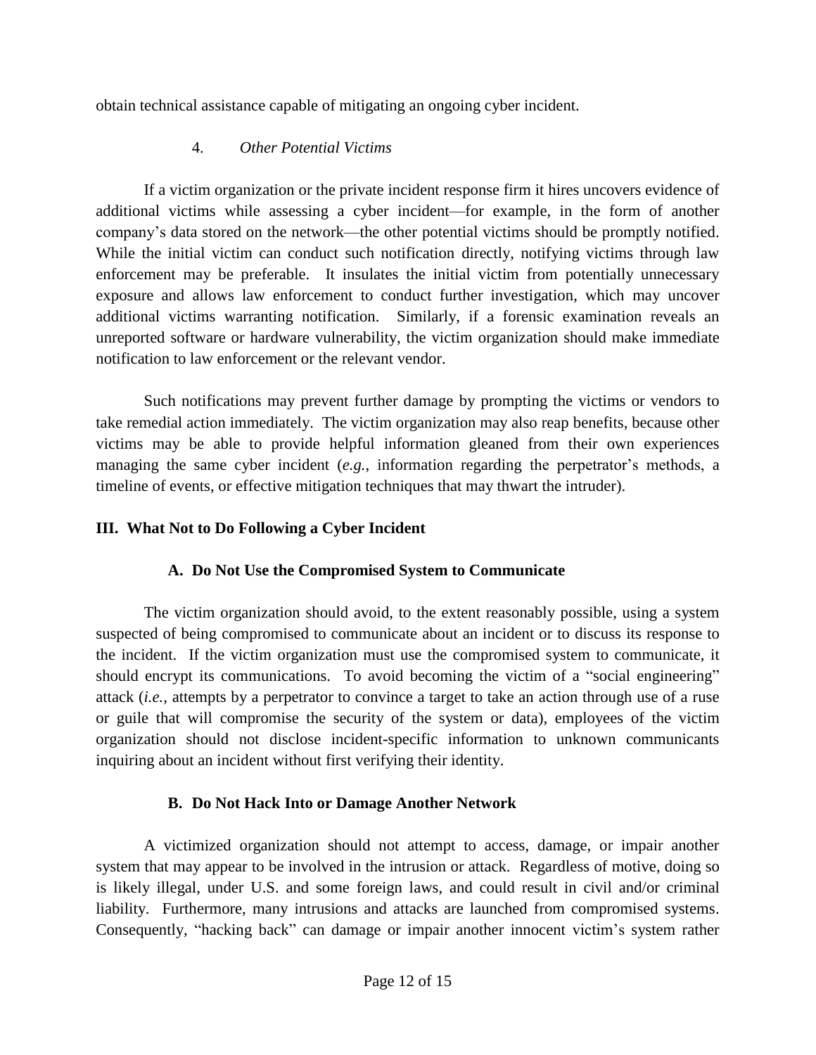obtain technical assistance capable of mitigating an ongoing cyber incident.

#### 4. *Other Potential Victims*

If a victim organization or the private incident response firm it hires uncovers evidence of additional victims while assessing a cyber incident—for example, in the form of another company's data stored on the network—the other potential victims should be promptly notified. While the initial victim can conduct such notification directly, notifying victims through law enforcement may be preferable. It insulates the initial victim from potentially unnecessary exposure and allows law enforcement to conduct further investigation, which may uncover additional victims warranting notification. Similarly, if a forensic examination reveals an unreported software or hardware vulnerability, the victim organization should make immediate notification to law enforcement or the relevant vendor.

Such notifications may prevent further damage by prompting the victims or vendors to take remedial action immediately. The victim organization may also reap benefits, because other victims may be able to provide helpful information gleaned from their own experiences managing the same cyber incident (*e.g.*, information regarding the perpetrator's methods, a timeline of events, or effective mitigation techniques that may thwart the intruder).

## III. What Not to Do Following a Cyber Incident

### A. Do Not Use the Compromised System to Communicate

The victim organization should avoid, to the extent reasonably possible, using a system suspected of being compromised to communicate about an incident or to discuss its response to the incident. If the victim organization must use the compromised system to communicate, it should encrypt its communications. To avoid becoming the victim of a "social engineering" attack (*i.e.*, attempts by a perpetrator to convince a target to take an action through use of a ruse or guile that will compromise the security of the system or data), employees of the victim organization should not disclose incident-specific information to unknown communicants inquiring about an incident without first verifying their identity.

### B. Do Not Hack Into or Damage Another Network

A victimized organization should not attempt to access, damage, or impair another system that may appear to be involved in the intrusion or attack. Regardless of motive, doing so is likely illegal, under U.S. and some foreign laws, and could result in civil and/or criminal liability. Furthermore, many intrusions and attacks are launched from compromised systems. Consequently, "hacking back" can damage or impair another innocent victim's system rather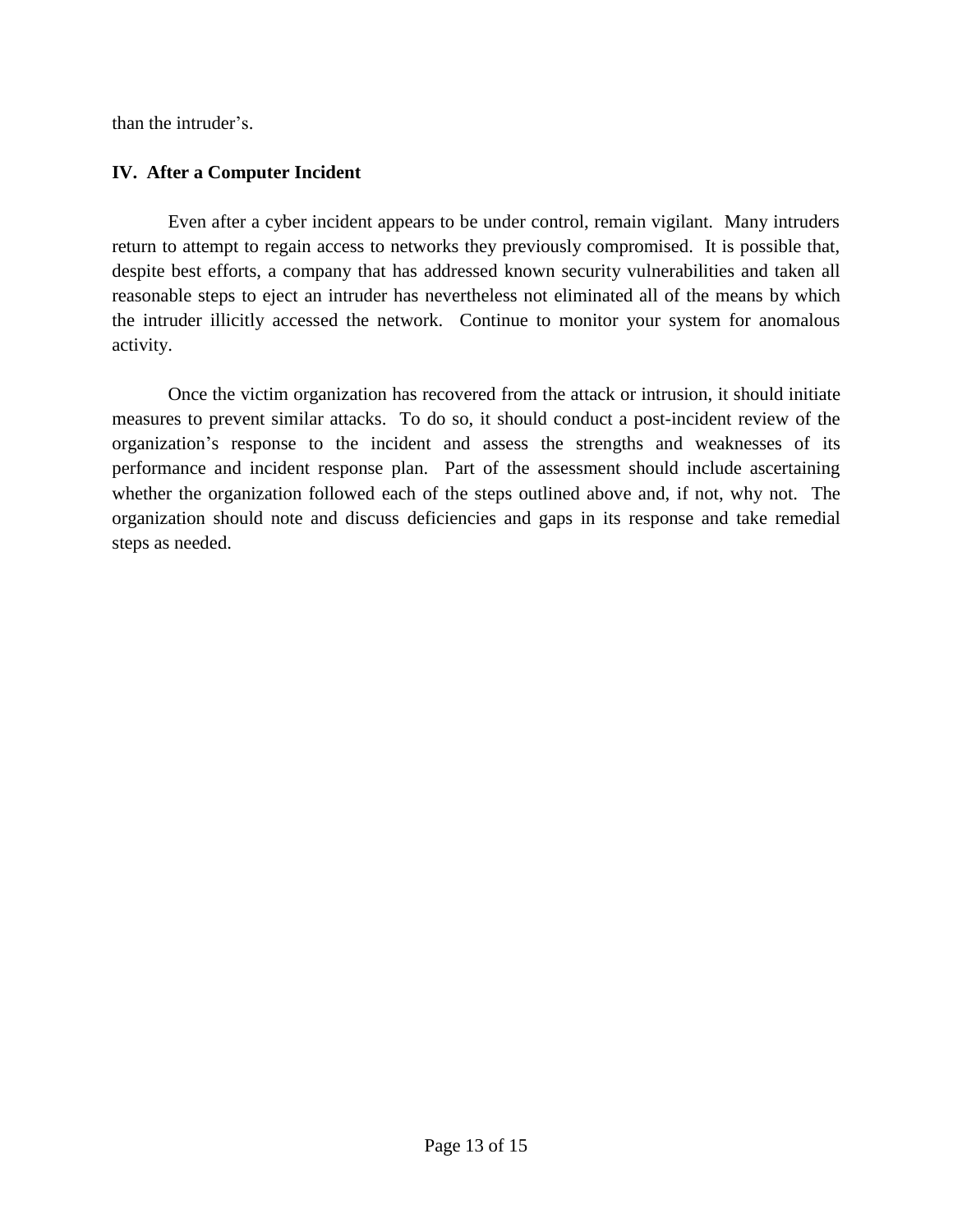than the intruder's.

## IV. After a Computer Incident

Even after a cyber incident appears to be under control, remain vigilant. Many intruders return to attempt to regain access to networks they previously compromised. It is possible that, despite best efforts, a company that has addressed known security vulnerabilities and taken all reasonable steps to eject an intruder has nevertheless not eliminated all of the means by which the intruder illicitly accessed the network. Continue to monitor your system for anomalous activity.

Once the victim organization has recovered from the attack or intrusion, it should initiate measures to prevent similar attacks. To do so, it should conduct a post-incident review of the organization's response to the incident and assess the strengths and weaknesses of its performance and incident response plan. Part of the assessment should include ascertaining whether the organization followed each of the steps outlined above and, if not, why not. The organization should note and discuss deficiencies and gaps in its response and take remedial steps as needed.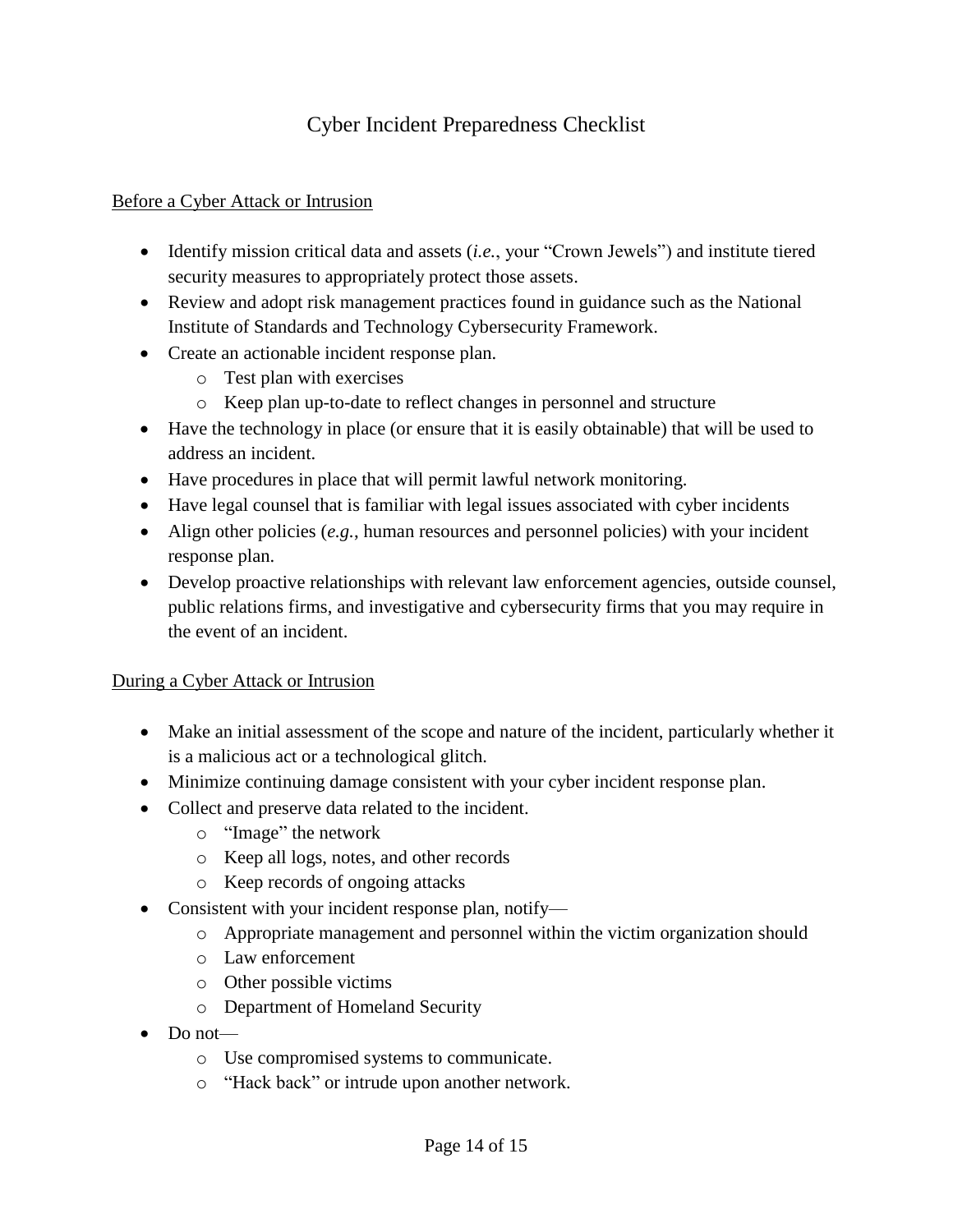# Cyber Incident Preparedness Checklist

## Before a Cyber Attack or Intrusion

- Identify mission critical data and assets (*i.e.*, your "Crown Jewels") and institute tiered security measures to appropriately protect those assets.
- Review and adopt risk management practices found in guidance such as the National Institute of Standards and Technology Cybersecurity Framework.
- Create an actionable incident response plan.
  - Test plan with exercises
  - Keep plan up-to-date to reflect changes in personnel and structure
- Have the technology in place (or ensure that it is easily obtainable) that will be used to address an incident.
- Have procedures in place that will permit lawful network monitoring.
- Have legal counsel that is familiar with legal issues associated with cyber incidents
- Align other policies (*e.g.*, human resources and personnel policies) with your incident response plan.
- Develop proactive relationships with relevant law enforcement agencies, outside counsel, public relations firms, and investigative and cybersecurity firms that you may require in the event of an incident.

## During a Cyber Attack or Intrusion

- Make an initial assessment of the scope and nature of the incident, particularly whether it is a malicious act or a technological glitch.
- Minimize continuing damage consistent with your cyber incident response plan.
- Collect and preserve data related to the incident.
  - "Image" the network
  - Keep all logs, notes, and other records
  - Keep records of ongoing attacks
- Consistent with your incident response plan, notify—
  - Appropriate management and personnel within the victim organization should
  - Law enforcement
  - Other possible victims
  - Department of Homeland Security
- Do not—
  - Use compromised systems to communicate.
  - "Hack back" or intrude upon another network.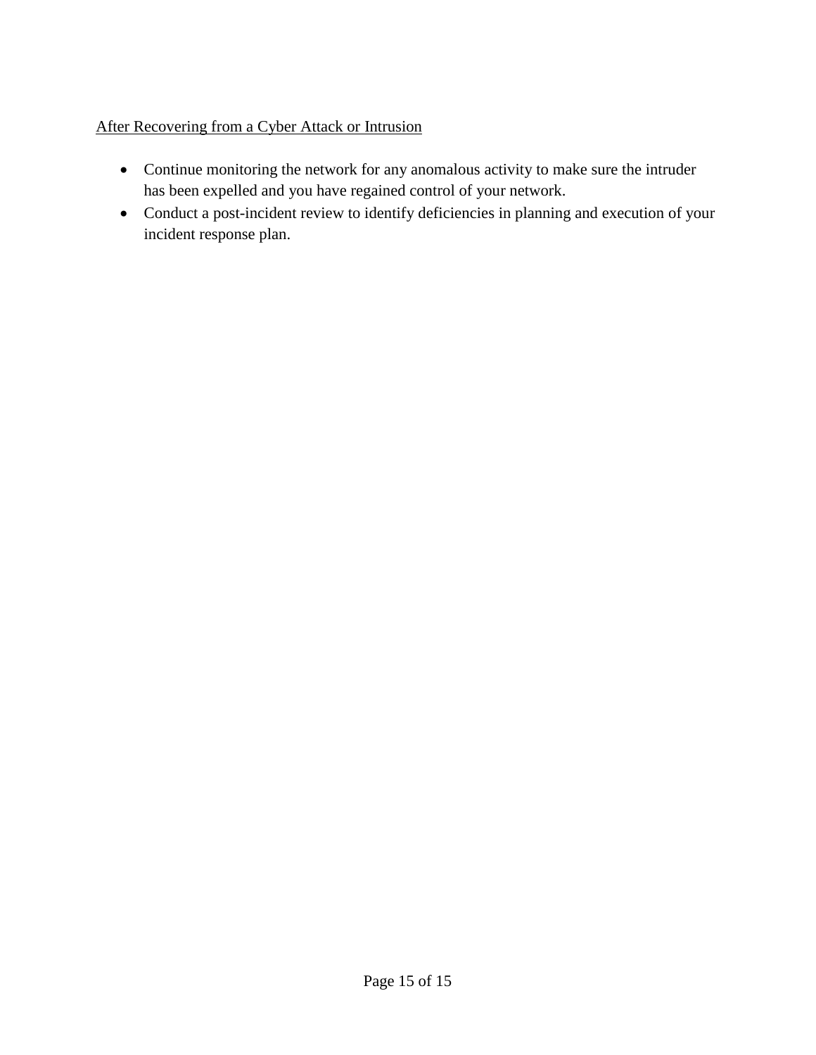After Recovering from a Cyber Attack or Intrusion

- Continue monitoring the network for any anomalous activity to make sure the intruder has been expelled and you have regained control of your network.
- Conduct a post-incident review to identify deficiencies in planning and execution of your incident response plan.